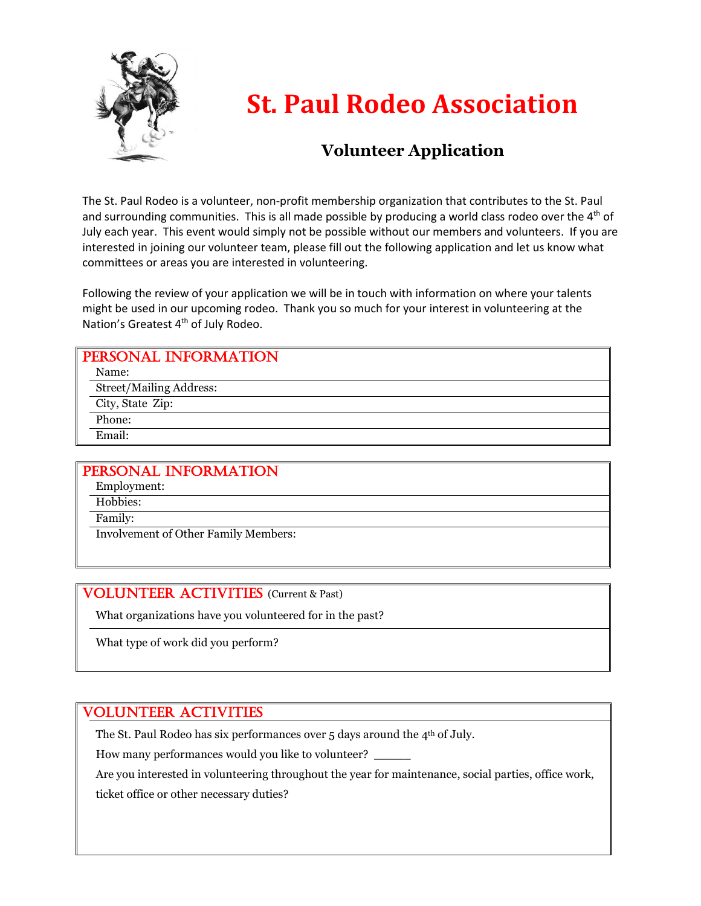# St. Paul Rodeo Association

## Volunteer Application

The St. Paul Rodeo is a volunteer, non-profit membership organization that contributes to the St. Paul and surrounding communities. This is all made possible by producing a world class rodeo over the 4th of July each year. This event would simply not be possible without our members and volunteers. If you are interested in joining our volunteer team, please fill out the following application and let us know what committees or areas you are interested in volunteering.

Following the review of your application we will be in touch with information on where your talents might be used in our upcoming rodeo. Thank you so much for your interest in volunteering at the Nation's Greatest 4th of July Rodeo.

### PERSONAL INFORMATION

Name:

Street/Mailing Address:

City, State Zip:

Phone:

Email:

### PERSONAL INFORMATION

Employment:

Hobbies:

Family:

Involvement of Other Family Members:

### VOLUNTEER ACTIVITIES (Current & Past)

What organizations have you volunteered for in the past?

What type of work did you perform?

### VOLUNTEER ACTIVITIES

The St. Paul Rodeo has six performances over 5 days around the 4th of July.

How many performances would you like to volunteer? _____

Are you interested in volunteering throughout the year for maintenance, social parties, office work, ticket office or other necessary duties?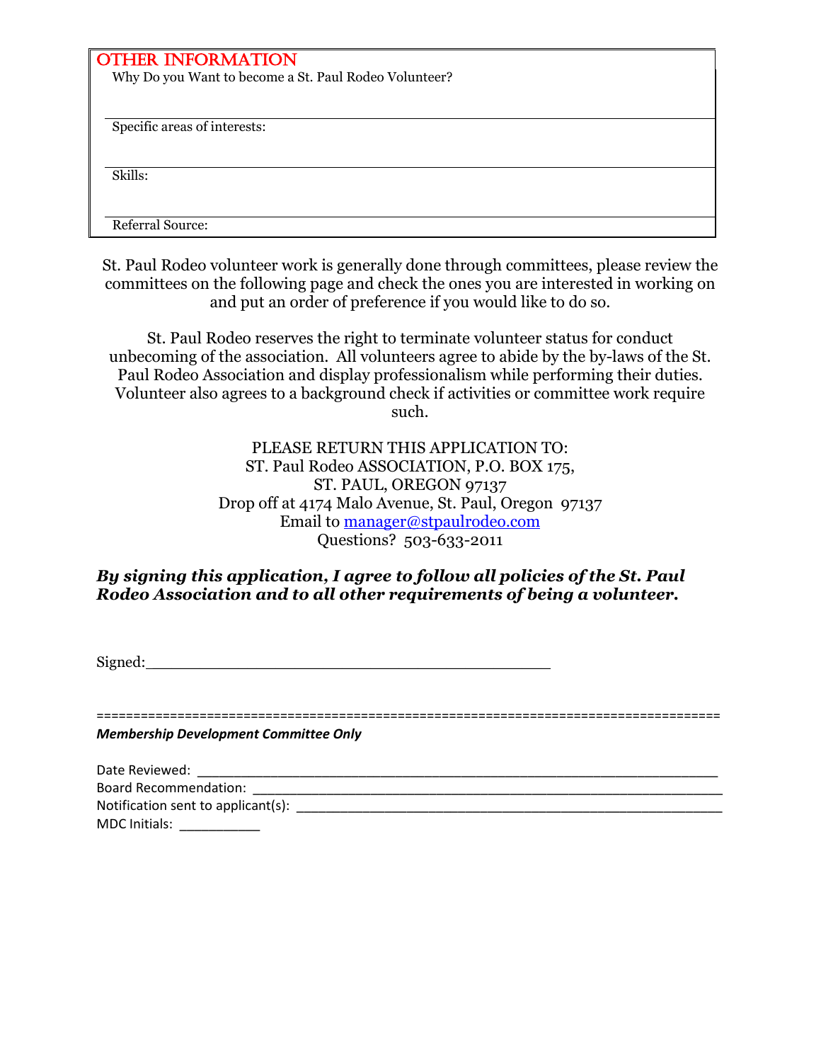## OTHER INFORMATION

Why Do you Want to become a St. Paul Rodeo Volunteer?

Specific areas of interests:

Skills:

Referral Source:

St. Paul Rodeo volunteer work is generally done through committees, please review the committees on the following page and check the ones you are interested in working on and put an order of preference if you would like to do so.

St. Paul Rodeo reserves the right to terminate volunteer status for conduct unbecoming of the association. All volunteers agree to abide by the by-laws of the St. Paul Rodeo Association and display professionalism while performing their duties. Volunteer also agrees to a background check if activities or committee work require such.

PLEASE RETURN THIS APPLICATION TO:
ST. Paul Rodeo ASSOCIATION, P.O. BOX 175,
ST. PAUL, OREGON 97137
Drop off at 4174 Malo Avenue, St. Paul, Oregon 97137
Email to manager@stpaulrodeo.com
Questions? 503-633-2011

***By signing this application, I agree to follow all policies of the St. Paul Rodeo Association and to all other requirements of being a volunteer.***

Signed:_____________________________________________

==================================================================================

***Membership Development Committee Only***

Date Reviewed: ______________________________________________________________

Board Recommendation: ________________________________________________________

Notification sent to applicant(s): _____________________________________________

MDC Initials: __________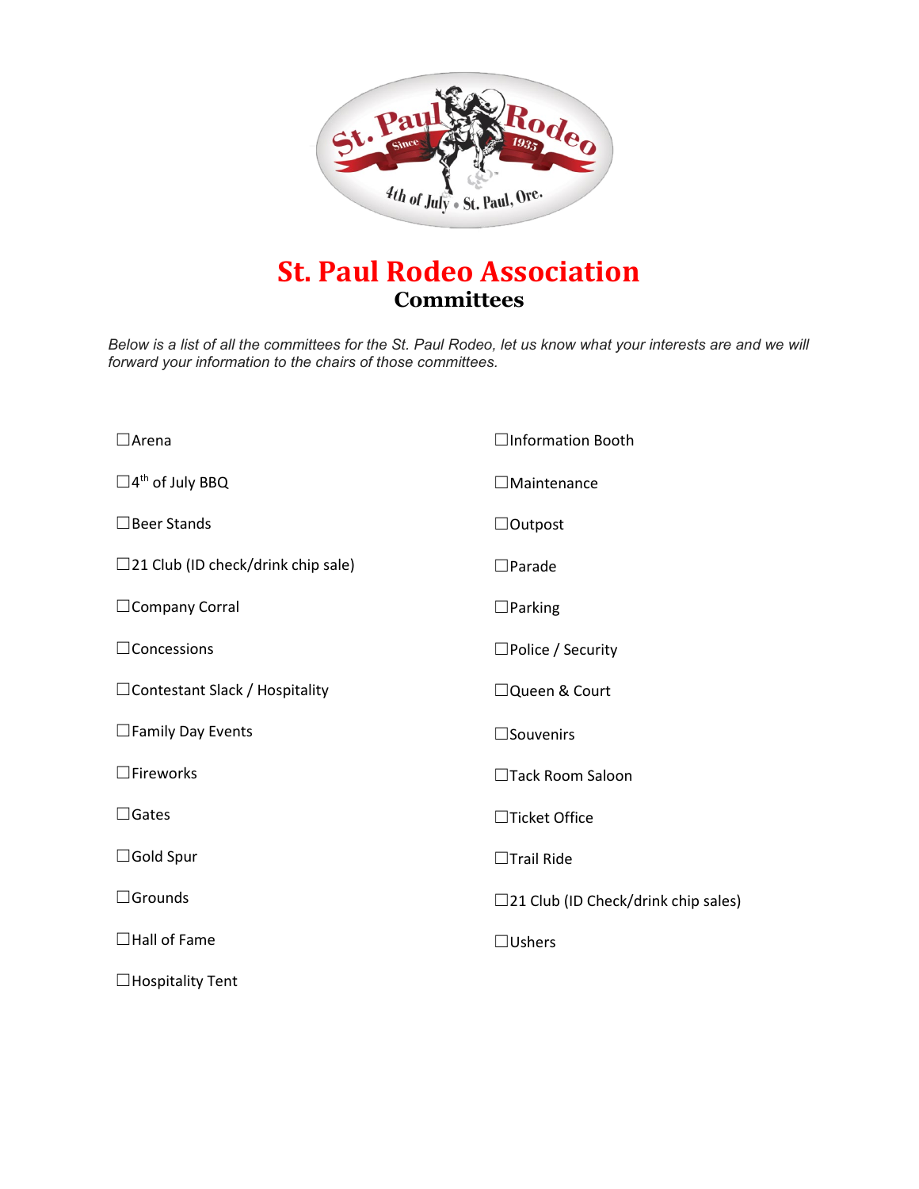# St. Paul Rodeo Association

## Committees

*Below is a list of all the committees for the St. Paul Rodeo, let us know what your interests are and we will forward your information to the chairs of those committees.*

☐Arena

☐4th of July BBQ

☐Beer Stands

☐21 Club (ID check/drink chip sale)

☐Company Corral

☐Concessions

☐Contestant Slack / Hospitality

☐Family Day Events

☐Fireworks

☐Gates

☐Gold Spur

☐Grounds

☐Hall of Fame

☐Hospitality Tent

☐Information Booth

☐Maintenance

☐Outpost

☐Parade

☐Parking

☐Police / Security

☐Queen & Court

☐Souvenirs

☐Tack Room Saloon

☐Ticket Office

☐Trail Ride

☐21 Club (ID Check/drink chip sales)

☐Ushers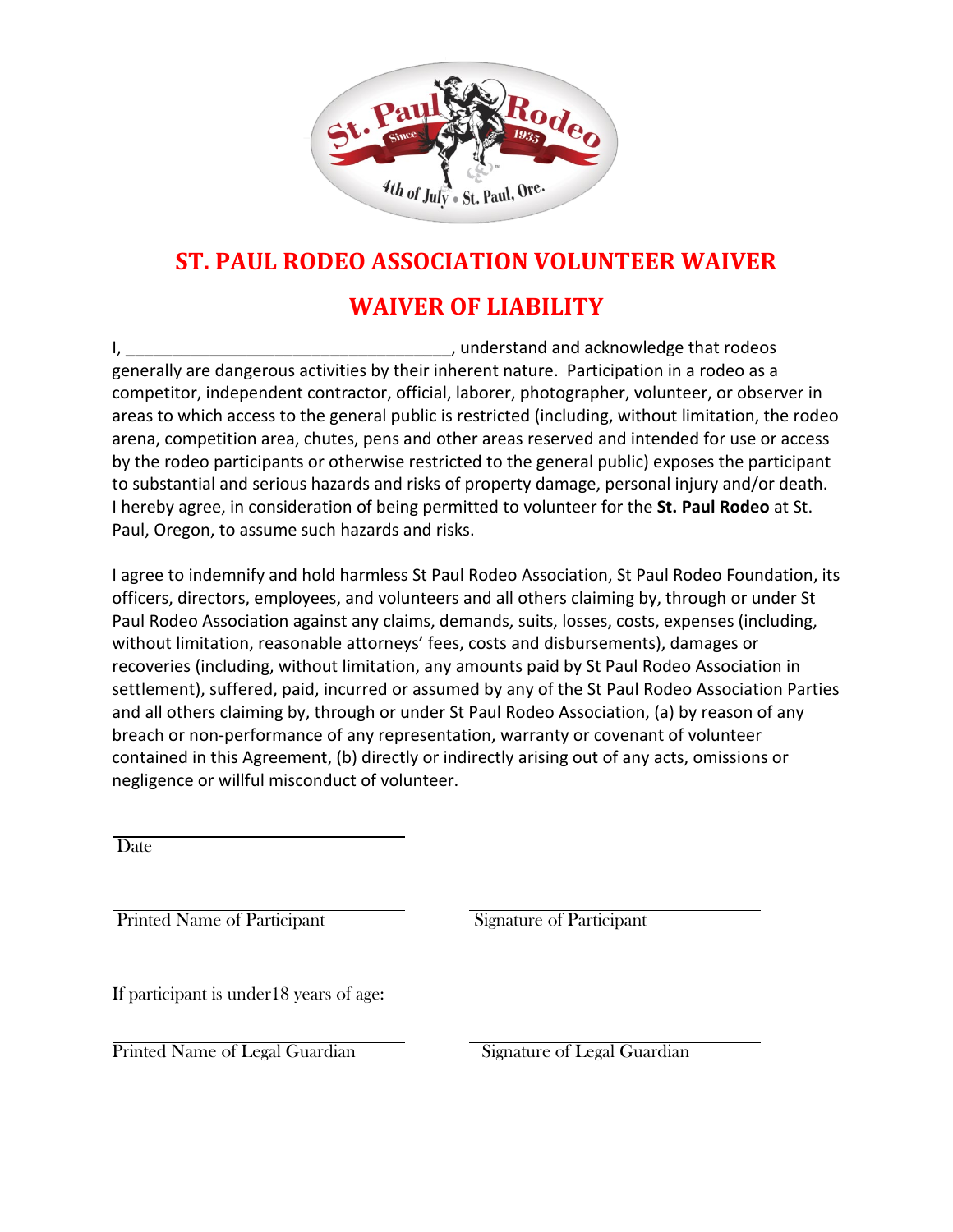# ST. PAUL RODEO ASSOCIATION VOLUNTEER WAIVER

## WAIVER OF LIABILITY

I, ___________________________________, understand and acknowledge that rodeos generally are dangerous activities by their inherent nature. Participation in a rodeo as a competitor, independent contractor, official, laborer, photographer, volunteer, or observer in areas to which access to the general public is restricted (including, without limitation, the rodeo arena, competition area, chutes, pens and other areas reserved and intended for use or access by the rodeo participants or otherwise restricted to the general public) exposes the participant to substantial and serious hazards and risks of property damage, personal injury and/or death. I hereby agree, in consideration of being permitted to volunteer for the **St. Paul Rodeo** at St. Paul, Oregon, to assume such hazards and risks.

I agree to indemnify and hold harmless St Paul Rodeo Association, St Paul Rodeo Foundation, its officers, directors, employees, and volunteers and all others claiming by, through or under St Paul Rodeo Association against any claims, demands, suits, losses, costs, expenses (including, without limitation, reasonable attorneys' fees, costs and disbursements), damages or recoveries (including, without limitation, any amounts paid by St Paul Rodeo Association in settlement), suffered, paid, incurred or assumed by any of the St Paul Rodeo Association Parties and all others claiming by, through or under St Paul Rodeo Association, (a) by reason of any breach or non-performance of any representation, warranty or covenant of volunteer contained in this Agreement, (b) directly or indirectly arising out of any acts, omissions or negligence or willful misconduct of volunteer.

___________________________________
Date

___________________________________ ___________________________________
Printed Name of Participant Signature of Participant

If participant is under18 years of age:

___________________________________ ___________________________________
Printed Name of Legal Guardian Signature of Legal Guardian